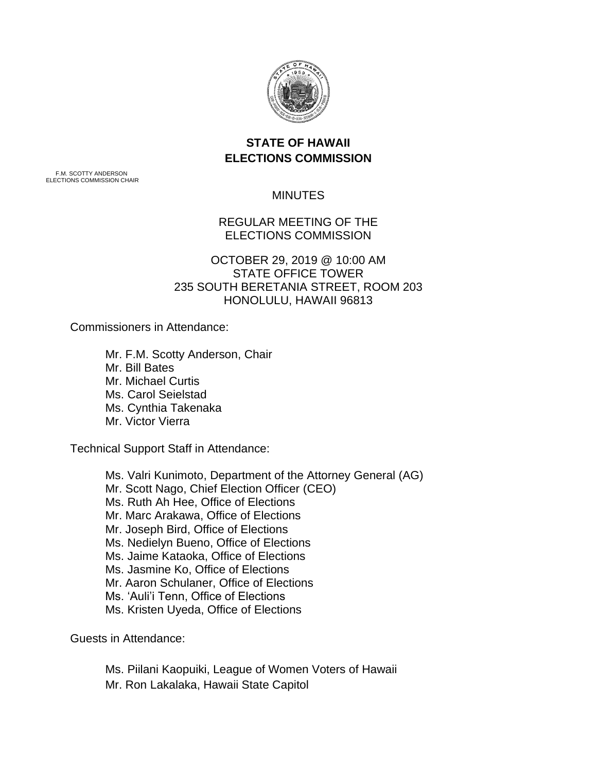# STATE OF HAWAII
# ELECTIONS COMMISSION

F.M. SCOTTY ANDERSON
ELECTIONS COMMISSION CHAIR

MINUTES

REGULAR MEETING OF THE
ELECTIONS COMMISSION

OCTOBER 29, 2019 @ 10:00 AM
STATE OFFICE TOWER
235 SOUTH BERETANIA STREET, ROOM 203
HONOLULU, HAWAII 96813

Commissioners in Attendance:

- Mr. F.M. Scotty Anderson, Chair
- Mr. Bill Bates
- Mr. Michael Curtis
- Ms. Carol Seielstad
- Ms. Cynthia Takenaka
- Mr. Victor Vierra

Technical Support Staff in Attendance:

- Ms. Valri Kunimoto, Department of the Attorney General (AG)
- Mr. Scott Nago, Chief Election Officer (CEO)
- Ms. Ruth Ah Hee, Office of Elections
- Mr. Marc Arakawa, Office of Elections
- Mr. Joseph Bird, Office of Elections
- Ms. Nedielyn Bueno, Office of Elections
- Ms. Jaime Kataoka, Office of Elections
- Ms. Jasmine Ko, Office of Elections
- Mr. Aaron Schulaner, Office of Elections
- Ms. ʻAuliʻi Tenn, Office of Elections
- Ms. Kristen Uyeda, Office of Elections

Guests in Attendance:

- Ms. Piilani Kaopuiki, League of Women Voters of Hawaii
- Mr. Ron Lakalaka, Hawaii State Capitol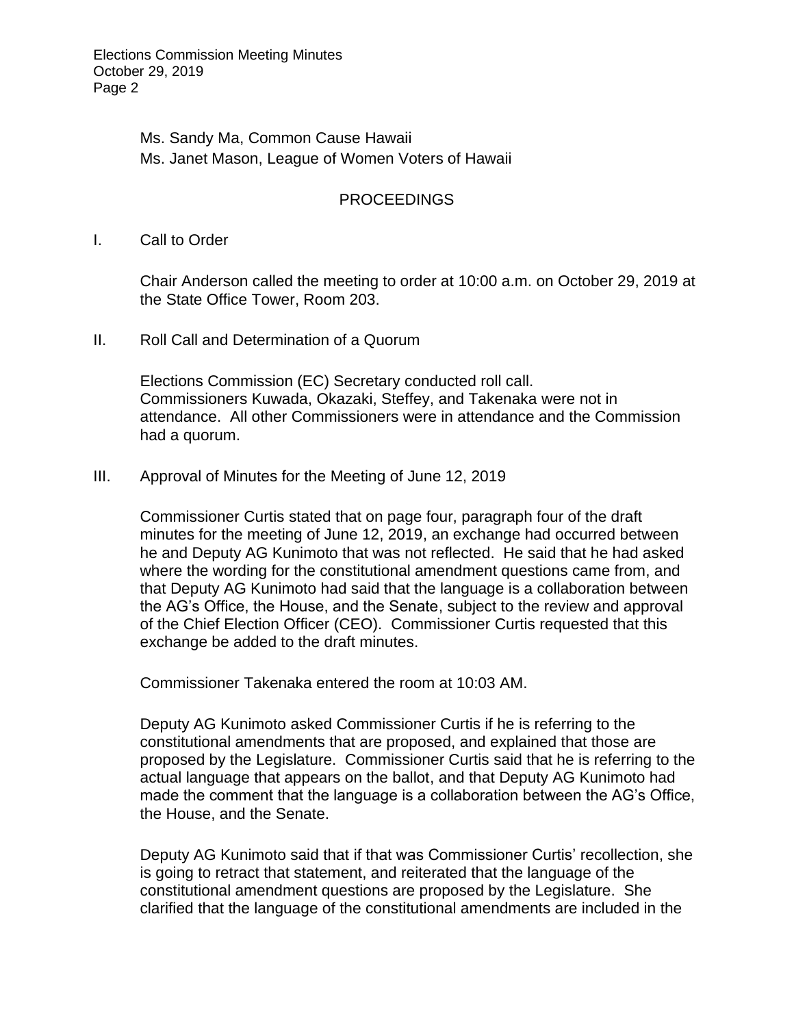Ms. Sandy Ma, Common Cause Hawaii
Ms. Janet Mason, League of Women Voters of Hawaii

## PROCEEDINGS

I. Call to Order

Chair Anderson called the meeting to order at 10:00 a.m. on October 29, 2019 at the State Office Tower, Room 203.

II. Roll Call and Determination of a Quorum

Elections Commission (EC) Secretary conducted roll call. Commissioners Kuwada, Okazaki, Steffey, and Takenaka were not in attendance. All other Commissioners were in attendance and the Commission had a quorum.

III. Approval of Minutes for the Meeting of June 12, 2019

Commissioner Curtis stated that on page four, paragraph four of the draft minutes for the meeting of June 12, 2019, an exchange had occurred between he and Deputy AG Kunimoto that was not reflected. He said that he had asked where the wording for the constitutional amendment questions came from, and that Deputy AG Kunimoto had said that the language is a collaboration between the AG's Office, the House, and the Senate, subject to the review and approval of the Chief Election Officer (CEO). Commissioner Curtis requested that this exchange be added to the draft minutes.

Commissioner Takenaka entered the room at 10:03 AM.

Deputy AG Kunimoto asked Commissioner Curtis if he is referring to the constitutional amendments that are proposed, and explained that those are proposed by the Legislature. Commissioner Curtis said that he is referring to the actual language that appears on the ballot, and that Deputy AG Kunimoto had made the comment that the language is a collaboration between the AG's Office, the House, and the Senate.

Deputy AG Kunimoto said that if that was Commissioner Curtis' recollection, she is going to retract that statement, and reiterated that the language of the constitutional amendment questions are proposed by the Legislature. She clarified that the language of the constitutional amendments are included in the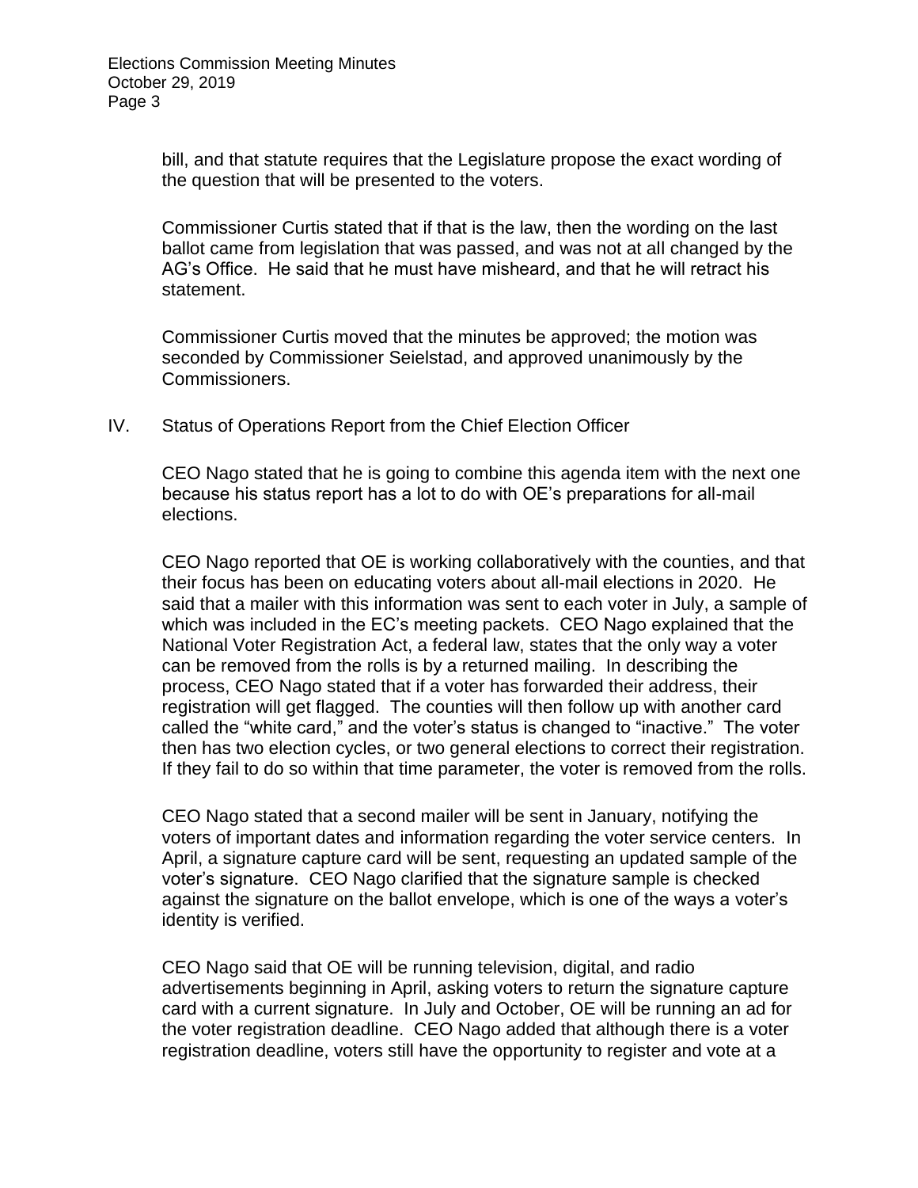bill, and that statute requires that the Legislature propose the exact wording of the question that will be presented to the voters.

Commissioner Curtis stated that if that is the law, then the wording on the last ballot came from legislation that was passed, and was not at all changed by the AG's Office. He said that he must have misheard, and that he will retract his statement.

Commissioner Curtis moved that the minutes be approved; the motion was seconded by Commissioner Seielstad, and approved unanimously by the Commissioners.

IV. Status of Operations Report from the Chief Election Officer

CEO Nago stated that he is going to combine this agenda item with the next one because his status report has a lot to do with OE's preparations for all-mail elections.

CEO Nago reported that OE is working collaboratively with the counties, and that their focus has been on educating voters about all-mail elections in 2020. He said that a mailer with this information was sent to each voter in July, a sample of which was included in the EC's meeting packets. CEO Nago explained that the National Voter Registration Act, a federal law, states that the only way a voter can be removed from the rolls is by a returned mailing. In describing the process, CEO Nago stated that if a voter has forwarded their address, their registration will get flagged. The counties will then follow up with another card called the "white card," and the voter's status is changed to "inactive." The voter then has two election cycles, or two general elections to correct their registration. If they fail to do so within that time parameter, the voter is removed from the rolls.

CEO Nago stated that a second mailer will be sent in January, notifying the voters of important dates and information regarding the voter service centers. In April, a signature capture card will be sent, requesting an updated sample of the voter's signature. CEO Nago clarified that the signature sample is checked against the signature on the ballot envelope, which is one of the ways a voter's identity is verified.

CEO Nago said that OE will be running television, digital, and radio advertisements beginning in April, asking voters to return the signature capture card with a current signature. In July and October, OE will be running an ad for the voter registration deadline. CEO Nago added that although there is a voter registration deadline, voters still have the opportunity to register and vote at a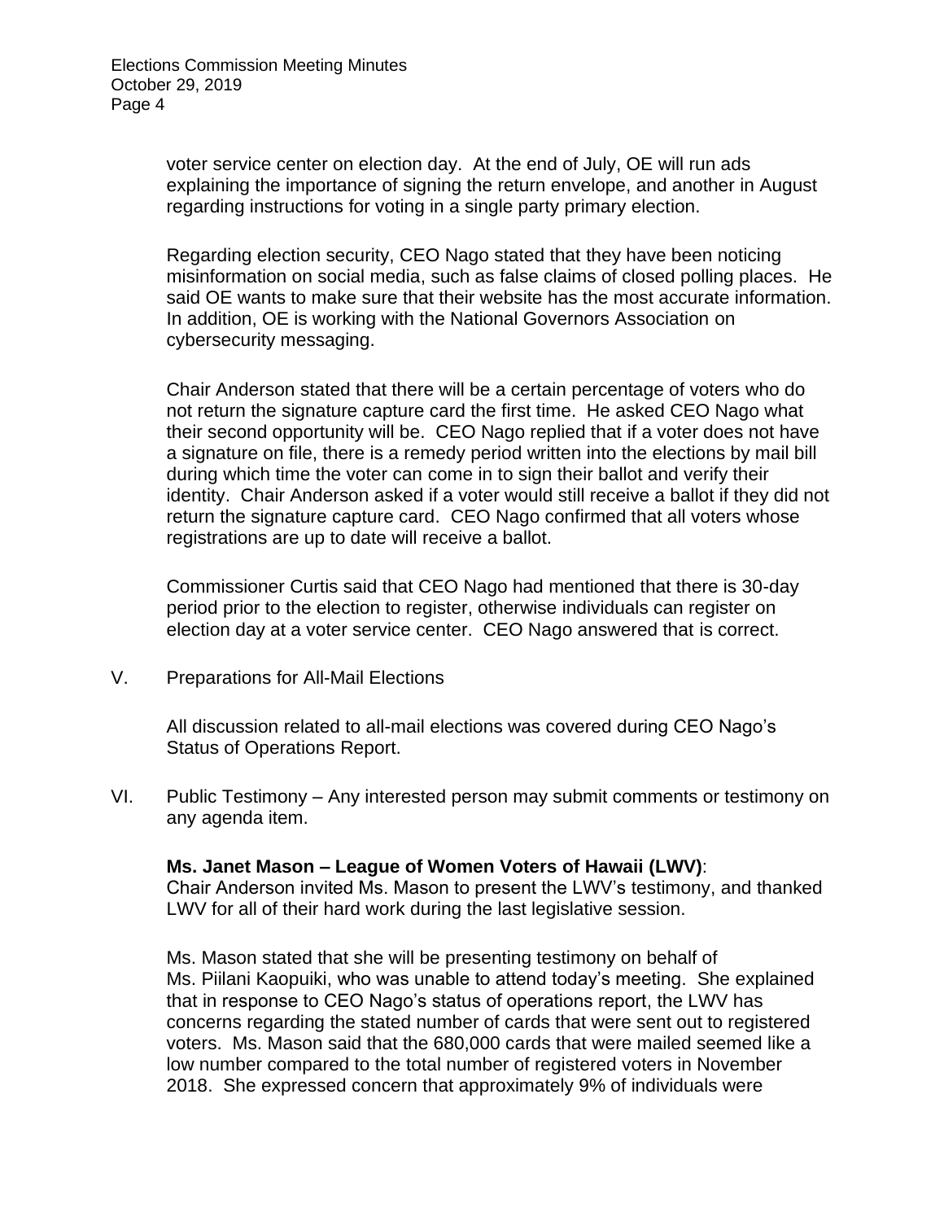voter service center on election day. At the end of July, OE will run ads explaining the importance of signing the return envelope, and another in August regarding instructions for voting in a single party primary election.

Regarding election security, CEO Nago stated that they have been noticing misinformation on social media, such as false claims of closed polling places. He said OE wants to make sure that their website has the most accurate information. In addition, OE is working with the National Governors Association on cybersecurity messaging.

Chair Anderson stated that there will be a certain percentage of voters who do not return the signature capture card the first time. He asked CEO Nago what their second opportunity will be. CEO Nago replied that if a voter does not have a signature on file, there is a remedy period written into the elections by mail bill during which time the voter can come in to sign their ballot and verify their identity. Chair Anderson asked if a voter would still receive a ballot if they did not return the signature capture card. CEO Nago confirmed that all voters whose registrations are up to date will receive a ballot.

Commissioner Curtis said that CEO Nago had mentioned that there is 30-day period prior to the election to register, otherwise individuals can register on election day at a voter service center. CEO Nago answered that is correct.

V. Preparations for All-Mail Elections

All discussion related to all-mail elections was covered during CEO Nago's Status of Operations Report.

VI. Public Testimony – Any interested person may submit comments or testimony on any agenda item.

**Ms. Janet Mason – League of Women Voters of Hawaii (LWV)**:
Chair Anderson invited Ms. Mason to present the LWV's testimony, and thanked LWV for all of their hard work during the last legislative session.

Ms. Mason stated that she will be presenting testimony on behalf of Ms. Piilani Kaopuiki, who was unable to attend today's meeting. She explained that in response to CEO Nago's status of operations report, the LWV has concerns regarding the stated number of cards that were sent out to registered voters. Ms. Mason said that the 680,000 cards that were mailed seemed like a low number compared to the total number of registered voters in November 2018. She expressed concern that approximately 9% of individuals were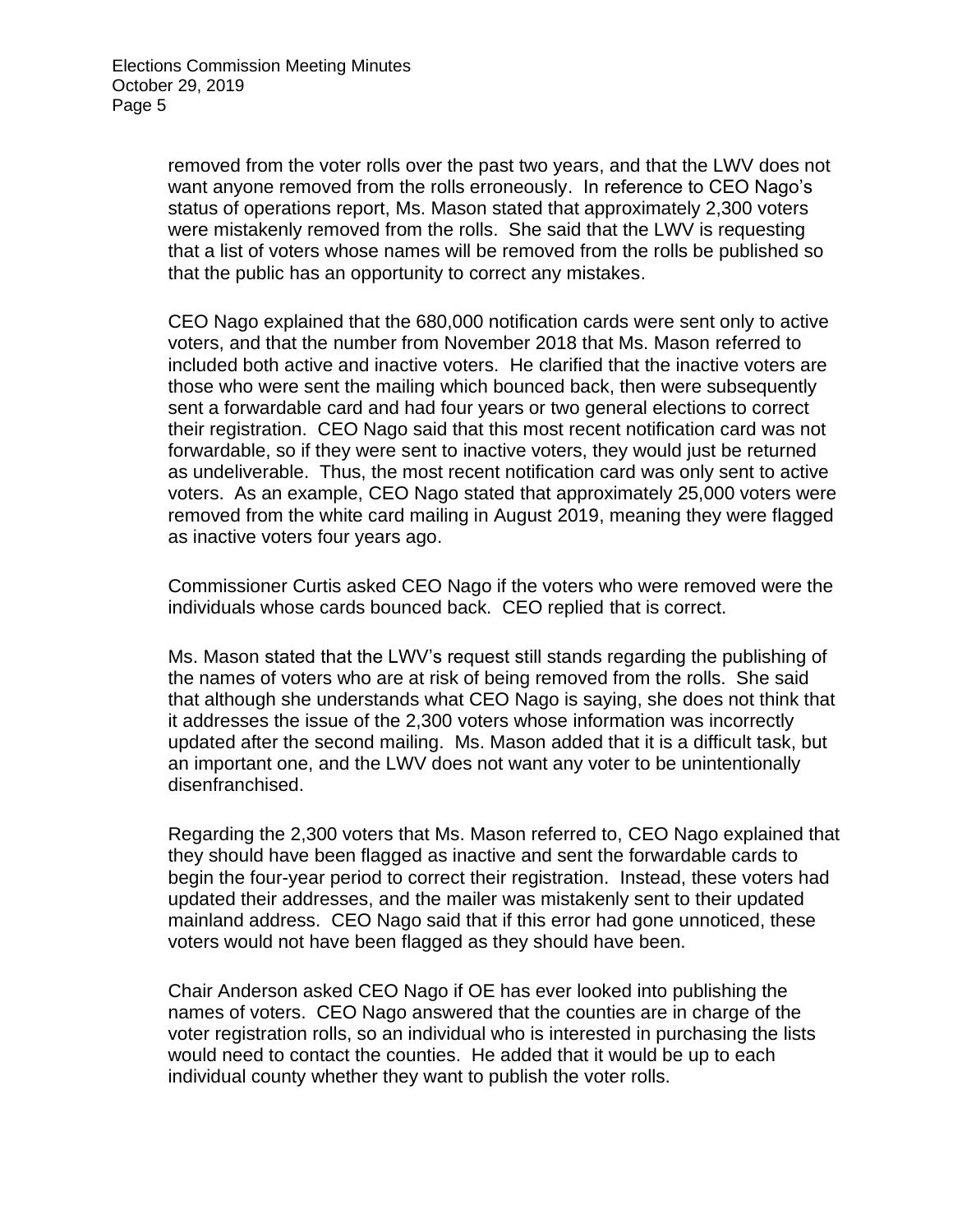removed from the voter rolls over the past two years, and that the LWV does not want anyone removed from the rolls erroneously. In reference to CEO Nago's status of operations report, Ms. Mason stated that approximately 2,300 voters were mistakenly removed from the rolls. She said that the LWV is requesting that a list of voters whose names will be removed from the rolls be published so that the public has an opportunity to correct any mistakes.

CEO Nago explained that the 680,000 notification cards were sent only to active voters, and that the number from November 2018 that Ms. Mason referred to included both active and inactive voters. He clarified that the inactive voters are those who were sent the mailing which bounced back, then were subsequently sent a forwardable card and had four years or two general elections to correct their registration. CEO Nago said that this most recent notification card was not forwardable, so if they were sent to inactive voters, they would just be returned as undeliverable. Thus, the most recent notification card was only sent to active voters. As an example, CEO Nago stated that approximately 25,000 voters were removed from the white card mailing in August 2019, meaning they were flagged as inactive voters four years ago.

Commissioner Curtis asked CEO Nago if the voters who were removed were the individuals whose cards bounced back. CEO replied that is correct.

Ms. Mason stated that the LWV's request still stands regarding the publishing of the names of voters who are at risk of being removed from the rolls. She said that although she understands what CEO Nago is saying, she does not think that it addresses the issue of the 2,300 voters whose information was incorrectly updated after the second mailing. Ms. Mason added that it is a difficult task, but an important one, and the LWV does not want any voter to be unintentionally disenfranchised.

Regarding the 2,300 voters that Ms. Mason referred to, CEO Nago explained that they should have been flagged as inactive and sent the forwardable cards to begin the four-year period to correct their registration. Instead, these voters had updated their addresses, and the mailer was mistakenly sent to their updated mainland address. CEO Nago said that if this error had gone unnoticed, these voters would not have been flagged as they should have been.

Chair Anderson asked CEO Nago if OE has ever looked into publishing the names of voters. CEO Nago answered that the counties are in charge of the voter registration rolls, so an individual who is interested in purchasing the lists would need to contact the counties. He added that it would be up to each individual county whether they want to publish the voter rolls.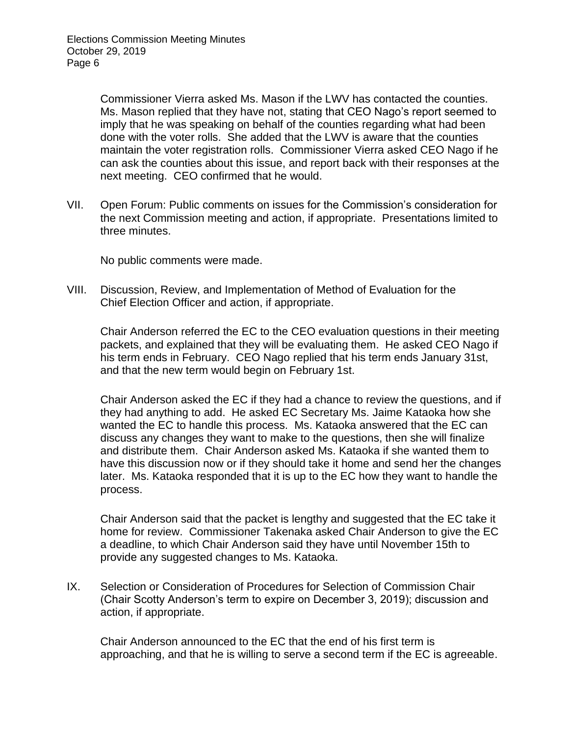Commissioner Vierra asked Ms. Mason if the LWV has contacted the counties. Ms. Mason replied that they have not, stating that CEO Nago's report seemed to imply that he was speaking on behalf of the counties regarding what had been done with the voter rolls. She added that the LWV is aware that the counties maintain the voter registration rolls. Commissioner Vierra asked CEO Nago if he can ask the counties about this issue, and report back with their responses at the next meeting. CEO confirmed that he would.

VII. Open Forum: Public comments on issues for the Commission's consideration for the next Commission meeting and action, if appropriate. Presentations limited to three minutes.

No public comments were made.

VIII. Discussion, Review, and Implementation of Method of Evaluation for the Chief Election Officer and action, if appropriate.

Chair Anderson referred the EC to the CEO evaluation questions in their meeting packets, and explained that they will be evaluating them. He asked CEO Nago if his term ends in February. CEO Nago replied that his term ends January 31st, and that the new term would begin on February 1st.

Chair Anderson asked the EC if they had a chance to review the questions, and if they had anything to add. He asked EC Secretary Ms. Jaime Kataoka how she wanted the EC to handle this process. Ms. Kataoka answered that the EC can discuss any changes they want to make to the questions, then she will finalize and distribute them. Chair Anderson asked Ms. Kataoka if she wanted them to have this discussion now or if they should take it home and send her the changes later. Ms. Kataoka responded that it is up to the EC how they want to handle the process.

Chair Anderson said that the packet is lengthy and suggested that the EC take it home for review. Commissioner Takenaka asked Chair Anderson to give the EC a deadline, to which Chair Anderson said they have until November 15th to provide any suggested changes to Ms. Kataoka.

IX. Selection or Consideration of Procedures for Selection of Commission Chair (Chair Scotty Anderson's term to expire on December 3, 2019); discussion and action, if appropriate.

Chair Anderson announced to the EC that the end of his first term is approaching, and that he is willing to serve a second term if the EC is agreeable.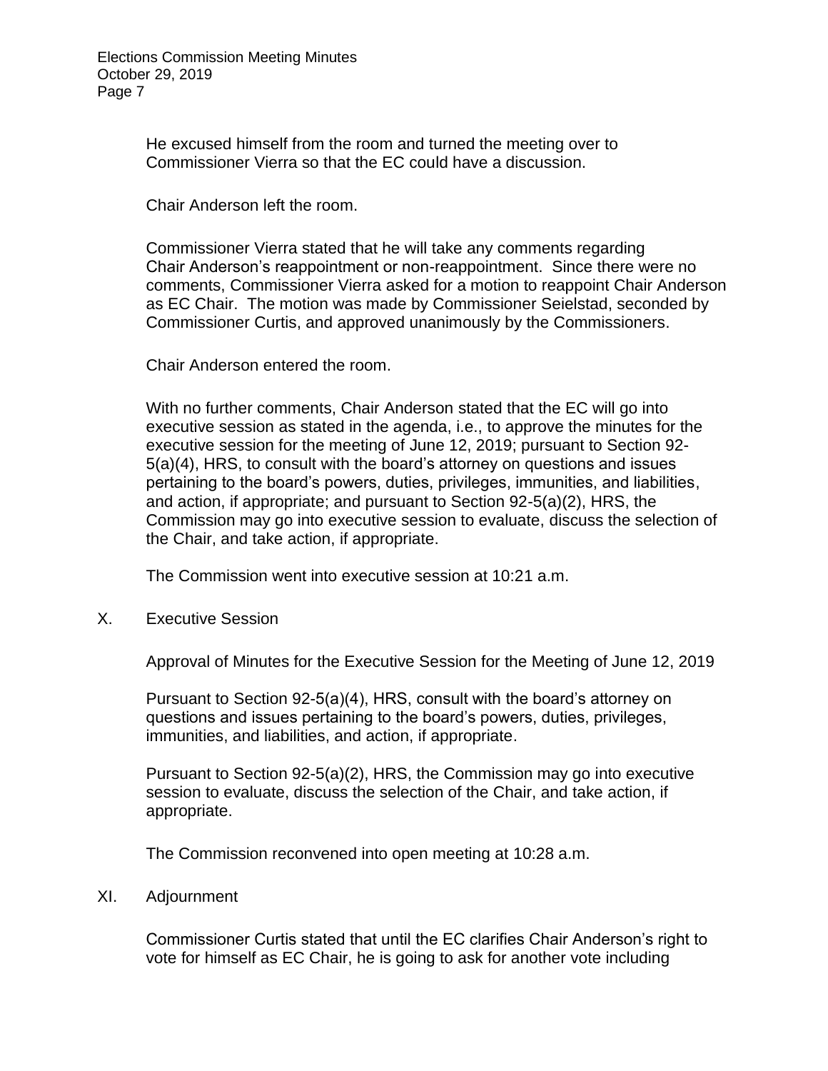He excused himself from the room and turned the meeting over to Commissioner Vierra so that the EC could have a discussion.

Chair Anderson left the room.

Commissioner Vierra stated that he will take any comments regarding Chair Anderson's reappointment or non-reappointment. Since there were no comments, Commissioner Vierra asked for a motion to reappoint Chair Anderson as EC Chair. The motion was made by Commissioner Seielstad, seconded by Commissioner Curtis, and approved unanimously by the Commissioners.

Chair Anderson entered the room.

With no further comments, Chair Anderson stated that the EC will go into executive session as stated in the agenda, i.e., to approve the minutes for the executive session for the meeting of June 12, 2019; pursuant to Section 92-5(a)(4), HRS, to consult with the board's attorney on questions and issues pertaining to the board's powers, duties, privileges, immunities, and liabilities, and action, if appropriate; and pursuant to Section 92-5(a)(2), HRS, the Commission may go into executive session to evaluate, discuss the selection of the Chair, and take action, if appropriate.

The Commission went into executive session at 10:21 a.m.

## X. Executive Session

Approval of Minutes for the Executive Session for the Meeting of June 12, 2019

Pursuant to Section 92-5(a)(4), HRS, consult with the board's attorney on questions and issues pertaining to the board's powers, duties, privileges, immunities, and liabilities, and action, if appropriate.

Pursuant to Section 92-5(a)(2), HRS, the Commission may go into executive session to evaluate, discuss the selection of the Chair, and take action, if appropriate.

The Commission reconvened into open meeting at 10:28 a.m.

## XI. Adjournment

Commissioner Curtis stated that until the EC clarifies Chair Anderson's right to vote for himself as EC Chair, he is going to ask for another vote including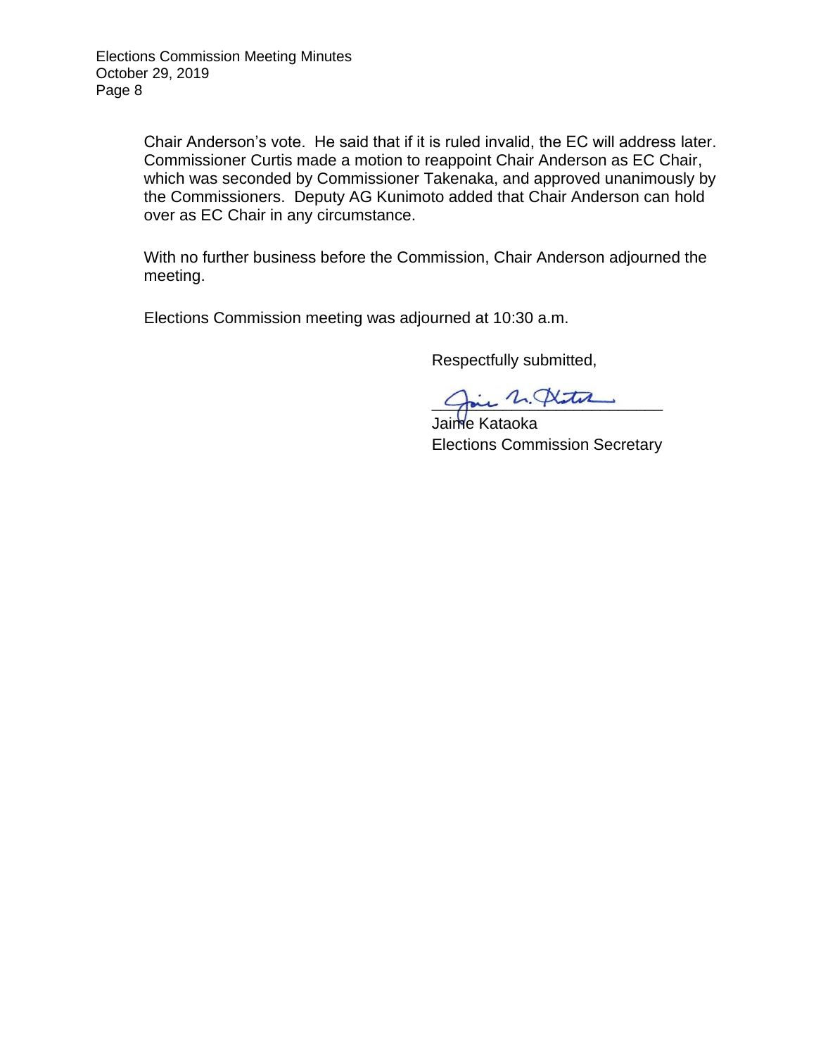Chair Anderson's vote. He said that if it is ruled invalid, the EC will address later. Commissioner Curtis made a motion to reappoint Chair Anderson as EC Chair, which was seconded by Commissioner Takenaka, and approved unanimously by the Commissioners. Deputy AG Kunimoto added that Chair Anderson can hold over as EC Chair in any circumstance.

With no further business before the Commission, Chair Anderson adjourned the meeting.

Elections Commission meeting was adjourned at 10:30 a.m.

Respectfully submitted,

Jaime Kataoka
Elections Commission Secretary